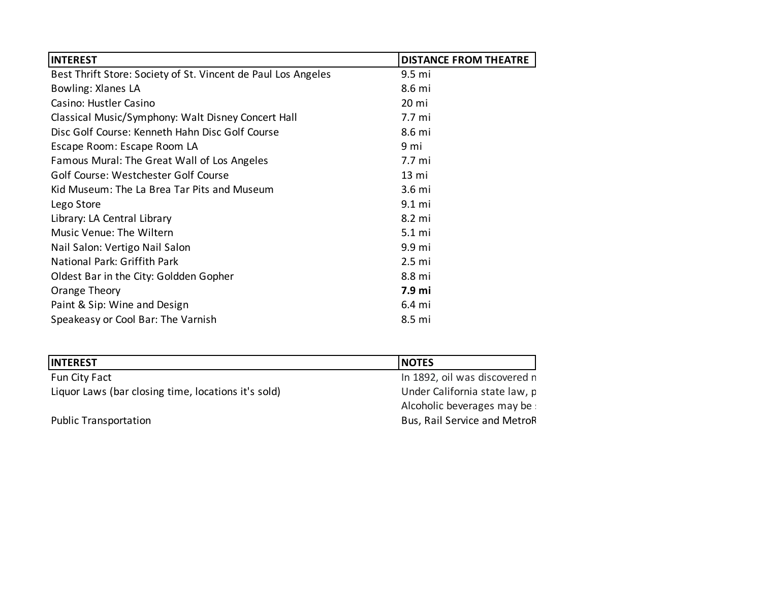| INTEREST | DISTANCE FROM THEATRE |
|---|---|
| Best Thrift Store: Society of St. Vincent de Paul Los Angeles | 9.5 mi |
| Bowling: Xlanes LA | 8.6 mi |
| Casino: Hustler Casino | 20 mi |
| Classical Music/Symphony: Walt Disney Concert Hall | 7.7 mi |
| Disc Golf Course: Kenneth Hahn Disc Golf Course | 8.6 mi |
| Escape Room: Escape Room LA | 9 mi |
| Famous Mural: The Great Wall of Los Angeles | 7.7 mi |
| Golf Course: Westchester Golf Course | 13 mi |
| Kid Museum: The La Brea Tar Pits and Museum | 3.6 mi |
| Lego Store | 9.1 mi |
| Library: LA Central Library | 8.2 mi |
| Music Venue: The Wiltern | 5.1 mi |
| Nail Salon: Vertigo Nail Salon | 9.9 mi |
| National Park: Griffith Park | 2.5 mi |
| Oldest Bar in the City: Goldden Gopher | 8.8 mi |
| Orange Theory | **7.9 mi** |
| Paint & Sip: Wine and Design | 6.4 mi |
| Speakeasy or Cool Bar: The Varnish | 8.5 mi |

| INTEREST | NOTES |
|---|---|
| Fun City Fact | In 1892, oil was discovered n |
| Liquor Laws (bar closing time, locations it's sold) | Under California state law, p |
| | Alcoholic beverages may be s |
| Public Transportation | Bus, Rail Service and MetroR |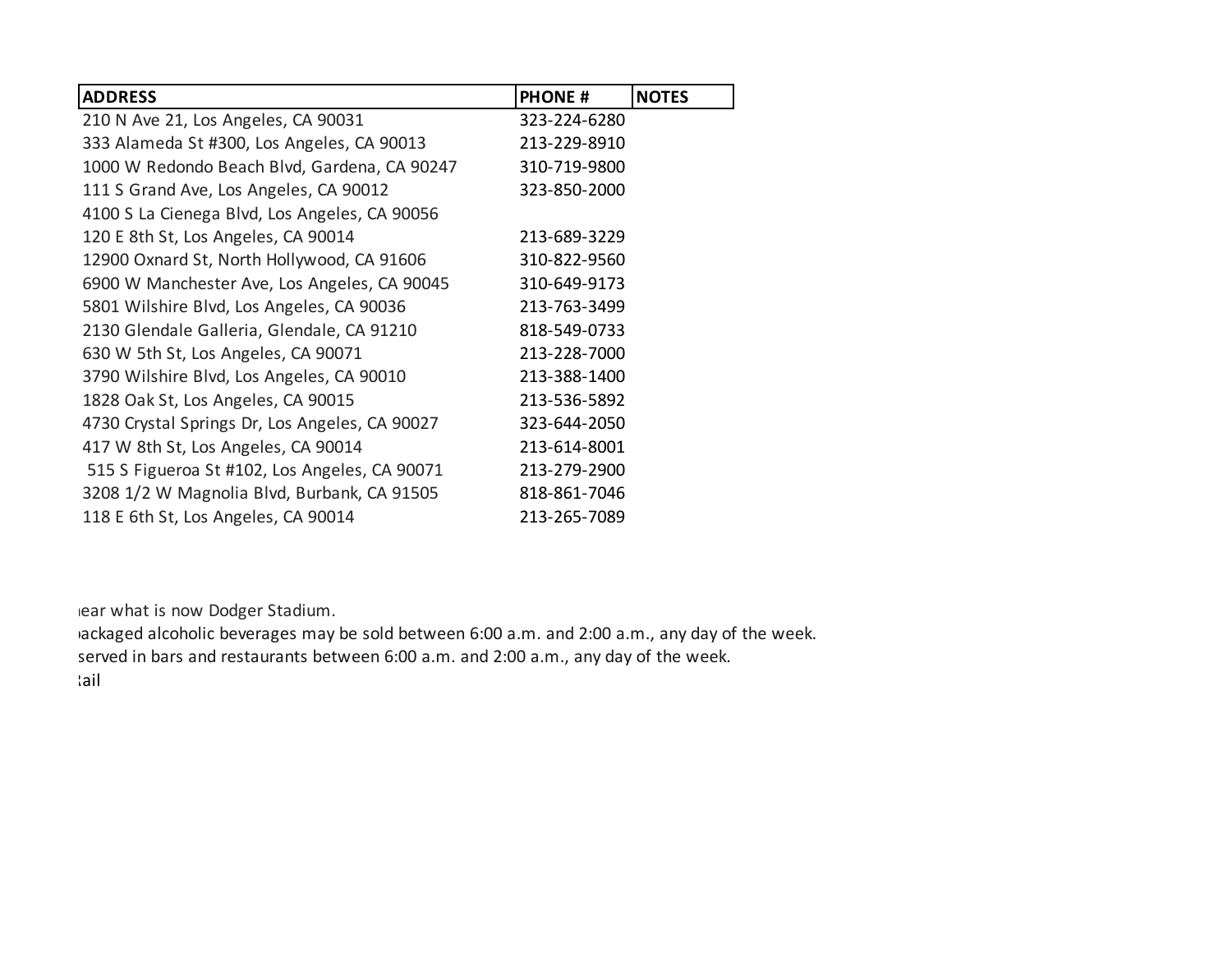| ADDRESS | PHONE # | NOTES |
|---|---|---|
| 210 N Ave 21, Los Angeles, CA 90031 | 323-224-6280 | |
| 333 Alameda St #300, Los Angeles, CA 90013 | 213-229-8910 | |
| 1000 W Redondo Beach Blvd, Gardena, CA 90247 | 310-719-9800 | |
| 111 S Grand Ave, Los Angeles, CA 90012 | 323-850-2000 | |
| 4100 S La Cienega Blvd, Los Angeles, CA 90056 | | |
| 120 E 8th St, Los Angeles, CA 90014 | 213-689-3229 | |
| 12900 Oxnard St, North Hollywood, CA 91606 | 310-822-9560 | |
| 6900 W Manchester Ave, Los Angeles, CA 90045 | 310-649-9173 | |
| 5801 Wilshire Blvd, Los Angeles, CA 90036 | 213-763-3499 | |
| 2130 Glendale Galleria, Glendale, CA 91210 | 818-549-0733 | |
| 630 W 5th St, Los Angeles, CA 90071 | 213-228-7000 | |
| 3790 Wilshire Blvd, Los Angeles, CA 90010 | 213-388-1400 | |
| 1828 Oak St, Los Angeles, CA 90015 | 213-536-5892 | |
| 4730 Crystal Springs Dr, Los Angeles, CA 90027 | 323-644-2050 | |
| 417 W 8th St, Los Angeles, CA 90014 | 213-614-8001 | |
| 515 S Figueroa St #102, Los Angeles, CA 90071 | 213-279-2900 | |
| 3208 1/2 W Magnolia Blvd, Burbank, CA 91505 | 818-861-7046 | |
| 118 E 6th St, Los Angeles, CA 90014 | 213-265-7089 | |

ıear what is now Dodger Stadium.

ɔackaged alcoholic beverages may be sold between 6:00 a.m. and 2:00 a.m., any day of the week.

served in bars and restaurants between 6:00 a.m. and 2:00 a.m., any day of the week.

ːail